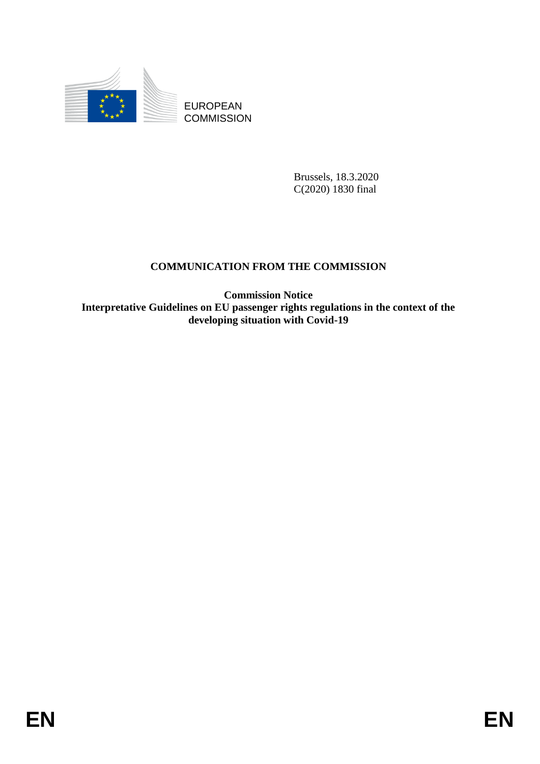EUROPEAN
COMMISSION

Brussels, 18.3.2020
C(2020) 1830 final

# COMMUNICATION FROM THE COMMISSION

## Commission Notice
## Interpretative Guidelines on EU passenger rights regulations in the context of the developing situation with Covid-19

EN EN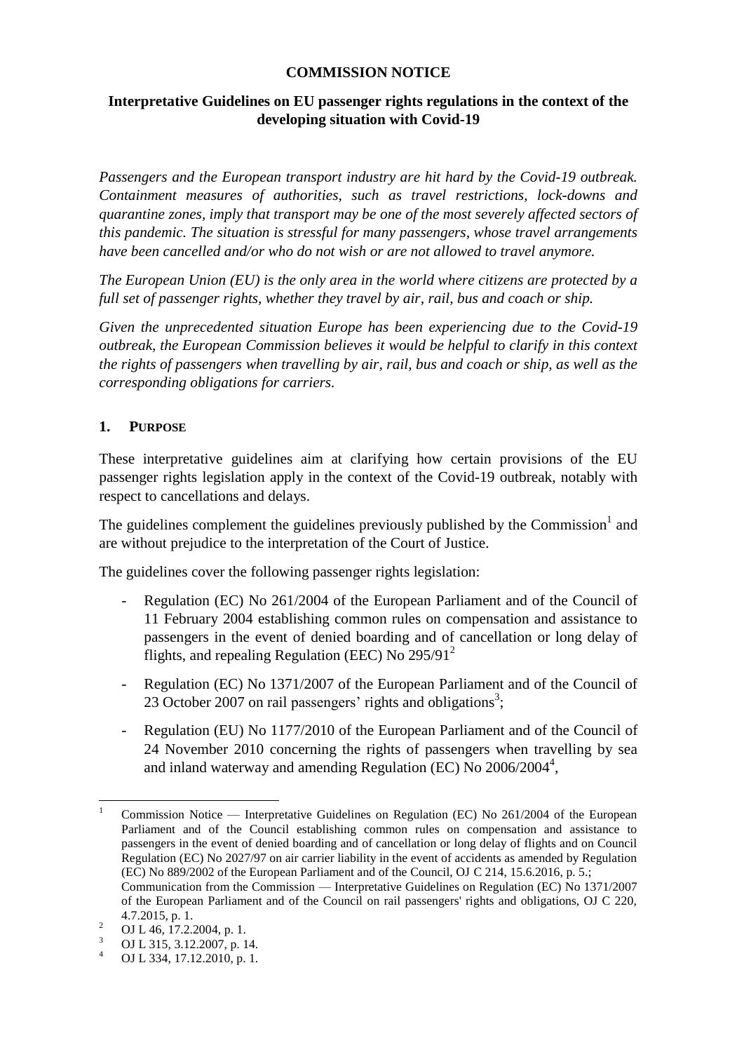**COMMISSION NOTICE**

**Interpretative Guidelines on EU passenger rights regulations in the context of the developing situation with Covid-19**

*Passengers and the European transport industry are hit hard by the Covid-19 outbreak. Containment measures of authorities, such as travel restrictions, lock-downs and quarantine zones, imply that transport may be one of the most severely affected sectors of this pandemic. The situation is stressful for many passengers, whose travel arrangements have been cancelled and/or who do not wish or are not allowed to travel anymore.*

*The European Union (EU) is the only area in the world where citizens are protected by a full set of passenger rights, whether they travel by air, rail, bus and coach or ship.*

*Given the unprecedented situation Europe has been experiencing due to the Covid-19 outbreak, the European Commission believes it would be helpful to clarify in this context the rights of passengers when travelling by air, rail, bus and coach or ship, as well as the corresponding obligations for carriers.*

## 1. PURPOSE

These interpretative guidelines aim at clarifying how certain provisions of the EU passenger rights legislation apply in the context of the Covid-19 outbreak, notably with respect to cancellations and delays.

The guidelines complement the guidelines previously published by the Commission[1] and are without prejudice to the interpretation of the Court of Justice.

The guidelines cover the following passenger rights legislation:

- Regulation (EC) No 261/2004 of the European Parliament and of the Council of 11 February 2004 establishing common rules on compensation and assistance to passengers in the event of denied boarding and of cancellation or long delay of flights, and repealing Regulation (EEC) No 295/91[2]
- Regulation (EC) No 1371/2007 of the European Parliament and of the Council of 23 October 2007 on rail passengers' rights and obligations[3];
- Regulation (EU) No 1177/2010 of the European Parliament and of the Council of 24 November 2010 concerning the rights of passengers when travelling by sea and inland waterway and amending Regulation (EC) No 2006/2004[4],

---

[1] Commission Notice — Interpretative Guidelines on Regulation (EC) No 261/2004 of the European Parliament and of the Council establishing common rules on compensation and assistance to passengers in the event of denied boarding and of cancellation or long delay of flights and on Council Regulation (EC) No 2027/97 on air carrier liability in the event of accidents as amended by Regulation (EC) No 889/2002 of the European Parliament and of the Council, OJ C 214, 15.6.2016, p. 5.; Communication from the Commission — Interpretative Guidelines on Regulation (EC) No 1371/2007 of the European Parliament and of the Council on rail passengers' rights and obligations, OJ C 220, 4.7.2015, p. 1.

[2] OJ L 46, 17.2.2004, p. 1.

[3] OJ L 315, 3.12.2007, p. 14.

[4] OJ L 334, 17.12.2010, p. 1.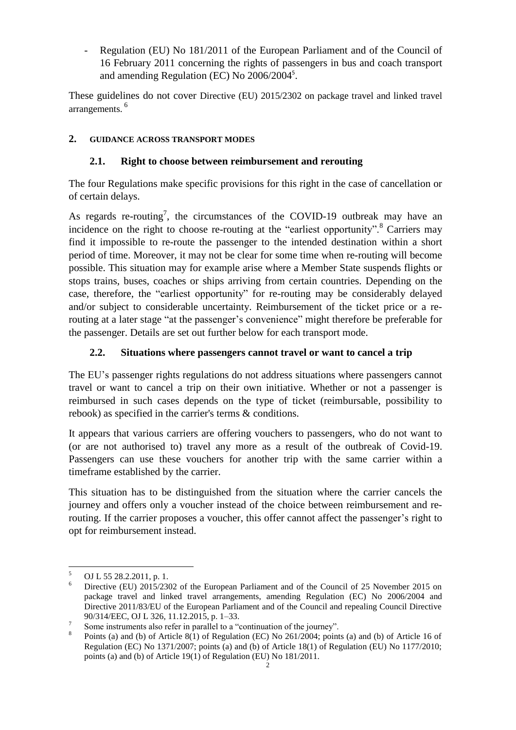- Regulation (EU) No 181/2011 of the European Parliament and of the Council of 16 February 2011 concerning the rights of passengers in bus and coach transport and amending Regulation (EC) No 2006/2004[5].

These guidelines do not cover Directive (EU) 2015/2302 on package travel and linked travel arrangements. [6]

## 2. GUIDANCE ACROSS TRANSPORT MODES

### 2.1. Right to choose between reimbursement and rerouting

The four Regulations make specific provisions for this right in the case of cancellation or of certain delays.

As regards re-routing[7], the circumstances of the COVID-19 outbreak may have an incidence on the right to choose re-routing at the "earliest opportunity".[8] Carriers may find it impossible to re-route the passenger to the intended destination within a short period of time. Moreover, it may not be clear for some time when re-routing will become possible. This situation may for example arise where a Member State suspends flights or stops trains, buses, coaches or ships arriving from certain countries. Depending on the case, therefore, the "earliest opportunity" for re-routing may be considerably delayed and/or subject to considerable uncertainty. Reimbursement of the ticket price or a re-routing at a later stage "at the passenger's convenience" might therefore be preferable for the passenger. Details are set out further below for each transport mode.

### 2.2. Situations where passengers cannot travel or want to cancel a trip

The EU's passenger rights regulations do not address situations where passengers cannot travel or want to cancel a trip on their own initiative. Whether or not a passenger is reimbursed in such cases depends on the type of ticket (reimbursable, possibility to rebook) as specified in the carrier's terms & conditions.

It appears that various carriers are offering vouchers to passengers, who do not want to (or are not authorised to) travel any more as a result of the outbreak of Covid-19. Passengers can use these vouchers for another trip with the same carrier within a timeframe established by the carrier.

This situation has to be distinguished from the situation where the carrier cancels the journey and offers only a voucher instead of the choice between reimbursement and re-routing. If the carrier proposes a voucher, this offer cannot affect the passenger's right to opt for reimbursement instead.

---

[5] OJ L 55 28.2.2011, p. 1.

[6] Directive (EU) 2015/2302 of the European Parliament and of the Council of 25 November 2015 on package travel and linked travel arrangements, amending Regulation (EC) No 2006/2004 and Directive 2011/83/EU of the European Parliament and of the Council and repealing Council Directive 90/314/EEC, OJ L 326, 11.12.2015, p. 1–33.

[7] Some instruments also refer in parallel to a "continuation of the journey".

[8] Points (a) and (b) of Article 8(1) of Regulation (EC) No 261/2004; points (a) and (b) of Article 16 of Regulation (EC) No 1371/2007; points (a) and (b) of Article 18(1) of Regulation (EU) No 1177/2010; points (a) and (b) of Article 19(1) of Regulation (EU) No 181/2011.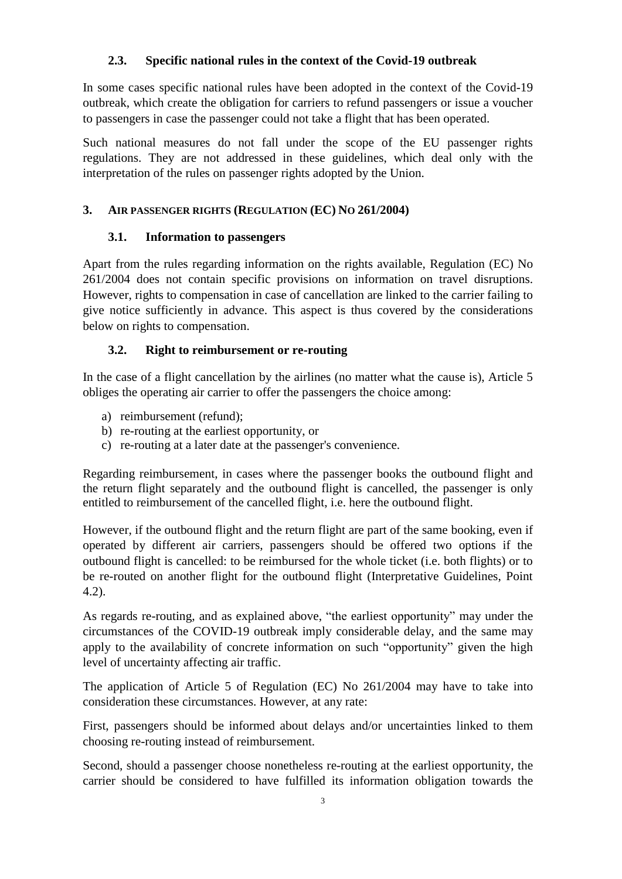### 2.3. Specific national rules in the context of the Covid-19 outbreak

In some cases specific national rules have been adopted in the context of the Covid-19 outbreak, which create the obligation for carriers to refund passengers or issue a voucher to passengers in case the passenger could not take a flight that has been operated.

Such national measures do not fall under the scope of the EU passenger rights regulations. They are not addressed in these guidelines, which deal only with the interpretation of the rules on passenger rights adopted by the Union.

## 3. AIR PASSENGER RIGHTS (REGULATION (EC) NO 261/2004)

### 3.1. Information to passengers

Apart from the rules regarding information on the rights available, Regulation (EC) No 261/2004 does not contain specific provisions on information on travel disruptions. However, rights to compensation in case of cancellation are linked to the carrier failing to give notice sufficiently in advance. This aspect is thus covered by the considerations below on rights to compensation.

### 3.2. Right to reimbursement or re-routing

In the case of a flight cancellation by the airlines (no matter what the cause is), Article 5 obliges the operating air carrier to offer the passengers the choice among:

a) reimbursement (refund);
b) re-routing at the earliest opportunity, or
c) re-routing at a later date at the passenger's convenience.

Regarding reimbursement, in cases where the passenger books the outbound flight and the return flight separately and the outbound flight is cancelled, the passenger is only entitled to reimbursement of the cancelled flight, i.e. here the outbound flight.

However, if the outbound flight and the return flight are part of the same booking, even if operated by different air carriers, passengers should be offered two options if the outbound flight is cancelled: to be reimbursed for the whole ticket (i.e. both flights) or to be re-routed on another flight for the outbound flight (Interpretative Guidelines, Point 4.2).

As regards re-routing, and as explained above, "the earliest opportunity" may under the circumstances of the COVID-19 outbreak imply considerable delay, and the same may apply to the availability of concrete information on such "opportunity" given the high level of uncertainty affecting air traffic.

The application of Article 5 of Regulation (EC) No 261/2004 may have to take into consideration these circumstances. However, at any rate:

First, passengers should be informed about delays and/or uncertainties linked to them choosing re-routing instead of reimbursement.

Second, should a passenger choose nonetheless re-routing at the earliest opportunity, the carrier should be considered to have fulfilled its information obligation towards the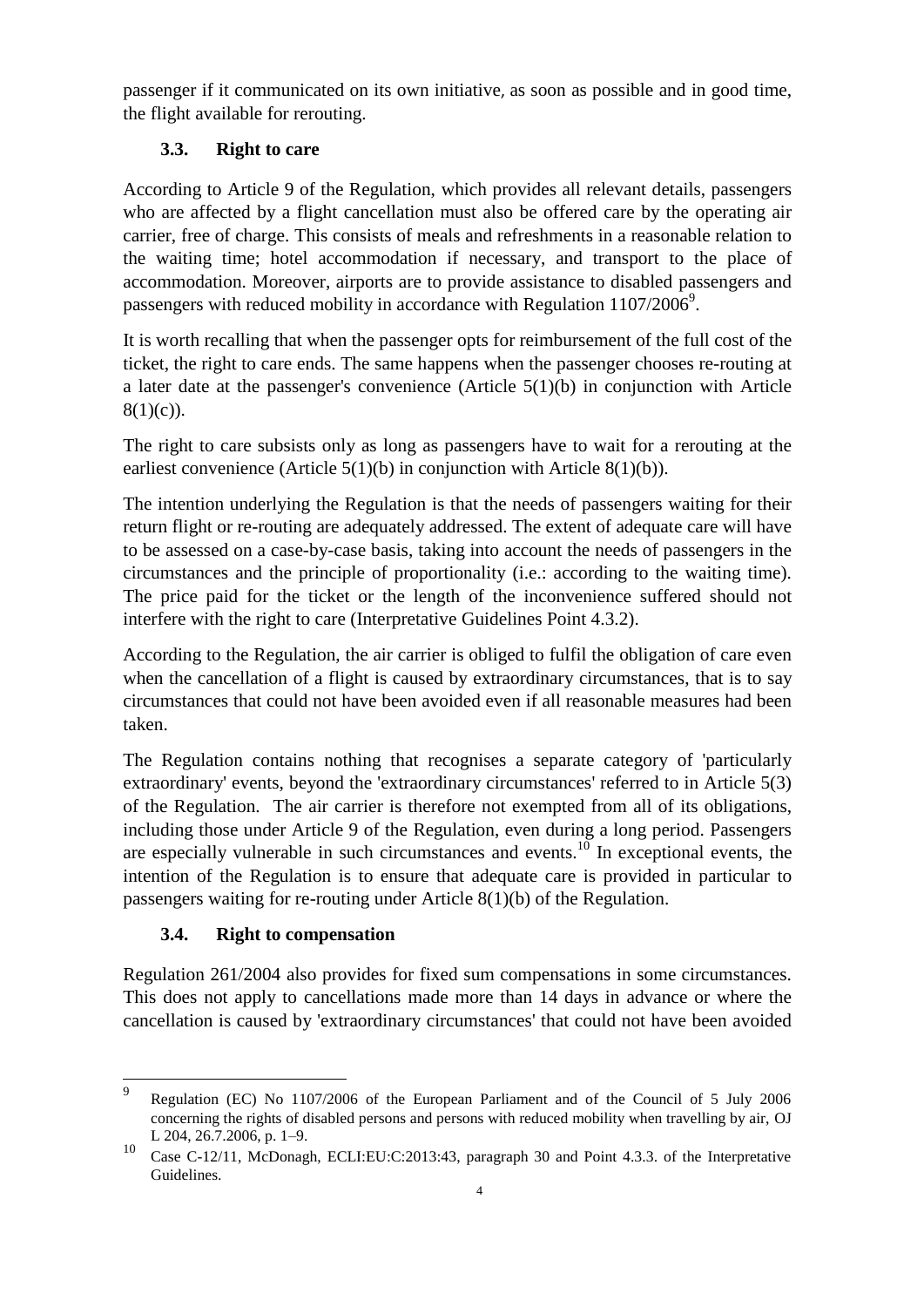passenger if it communicated on its own initiative, as soon as possible and in good time, the flight available for rerouting.

### 3.3. Right to care

According to Article 9 of the Regulation, which provides all relevant details, passengers who are affected by a flight cancellation must also be offered care by the operating air carrier, free of charge. This consists of meals and refreshments in a reasonable relation to the waiting time; hotel accommodation if necessary, and transport to the place of accommodation. Moreover, airports are to provide assistance to disabled passengers and passengers with reduced mobility in accordance with Regulation 1107/2006[9].

It is worth recalling that when the passenger opts for reimbursement of the full cost of the ticket, the right to care ends. The same happens when the passenger chooses re-routing at a later date at the passenger's convenience (Article 5(1)(b) in conjunction with Article 8(1)(c)).

The right to care subsists only as long as passengers have to wait for a rerouting at the earliest convenience (Article 5(1)(b) in conjunction with Article 8(1)(b)).

The intention underlying the Regulation is that the needs of passengers waiting for their return flight or re-routing are adequately addressed. The extent of adequate care will have to be assessed on a case-by-case basis, taking into account the needs of passengers in the circumstances and the principle of proportionality (i.e.: according to the waiting time). The price paid for the ticket or the length of the inconvenience suffered should not interfere with the right to care (Interpretative Guidelines Point 4.3.2).

According to the Regulation, the air carrier is obliged to fulfil the obligation of care even when the cancellation of a flight is caused by extraordinary circumstances, that is to say circumstances that could not have been avoided even if all reasonable measures had been taken.

The Regulation contains nothing that recognises a separate category of 'particularly extraordinary' events, beyond the 'extraordinary circumstances' referred to in Article 5(3) of the Regulation. The air carrier is therefore not exempted from all of its obligations, including those under Article 9 of the Regulation, even during a long period. Passengers are especially vulnerable in such circumstances and events.[10] In exceptional events, the intention of the Regulation is to ensure that adequate care is provided in particular to passengers waiting for re-routing under Article 8(1)(b) of the Regulation.

### 3.4. Right to compensation

Regulation 261/2004 also provides for fixed sum compensations in some circumstances. This does not apply to cancellations made more than 14 days in advance or where the cancellation is caused by 'extraordinary circumstances' that could not have been avoided

---

[9] Regulation (EC) No 1107/2006 of the European Parliament and of the Council of 5 July 2006 concerning the rights of disabled persons and persons with reduced mobility when travelling by air, OJ L 204, 26.7.2006, p. 1–9.

[10] Case C-12/11, McDonagh, ECLI:EU:C:2013:43, paragraph 30 and Point 4.3.3. of the Interpretative Guidelines.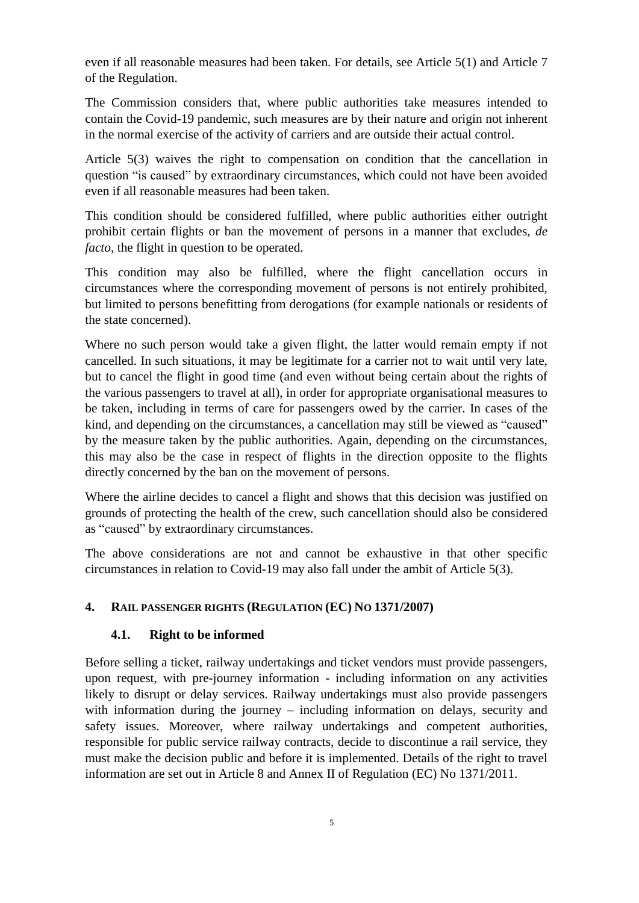even if all reasonable measures had been taken. For details, see Article 5(1) and Article 7 of the Regulation.

The Commission considers that, where public authorities take measures intended to contain the Covid-19 pandemic, such measures are by their nature and origin not inherent in the normal exercise of the activity of carriers and are outside their actual control.

Article 5(3) waives the right to compensation on condition that the cancellation in question "is caused" by extraordinary circumstances, which could not have been avoided even if all reasonable measures had been taken.

This condition should be considered fulfilled, where public authorities either outright prohibit certain flights or ban the movement of persons in a manner that excludes, *de facto,* the flight in question to be operated.

This condition may also be fulfilled, where the flight cancellation occurs in circumstances where the corresponding movement of persons is not entirely prohibited, but limited to persons benefitting from derogations (for example nationals or residents of the state concerned).

Where no such person would take a given flight, the latter would remain empty if not cancelled. In such situations, it may be legitimate for a carrier not to wait until very late, but to cancel the flight in good time (and even without being certain about the rights of the various passengers to travel at all), in order for appropriate organisational measures to be taken, including in terms of care for passengers owed by the carrier. In cases of the kind, and depending on the circumstances, a cancellation may still be viewed as "caused" by the measure taken by the public authorities. Again, depending on the circumstances, this may also be the case in respect of flights in the direction opposite to the flights directly concerned by the ban on the movement of persons.

Where the airline decides to cancel a flight and shows that this decision was justified on grounds of protecting the health of the crew, such cancellation should also be considered as "caused" by extraordinary circumstances.

The above considerations are not and cannot be exhaustive in that other specific circumstances in relation to Covid-19 may also fall under the ambit of Article 5(3).

## 4. RAIL PASSENGER RIGHTS (REGULATION (EC) NO 1371/2007)

### 4.1. Right to be informed

Before selling a ticket, railway undertakings and ticket vendors must provide passengers, upon request, with pre-journey information - including information on any activities likely to disrupt or delay services. Railway undertakings must also provide passengers with information during the journey – including information on delays, security and safety issues. Moreover, where railway undertakings and competent authorities, responsible for public service railway contracts, decide to discontinue a rail service, they must make the decision public and before it is implemented. Details of the right to travel information are set out in Article 8 and Annex II of Regulation (EC) No 1371/2011.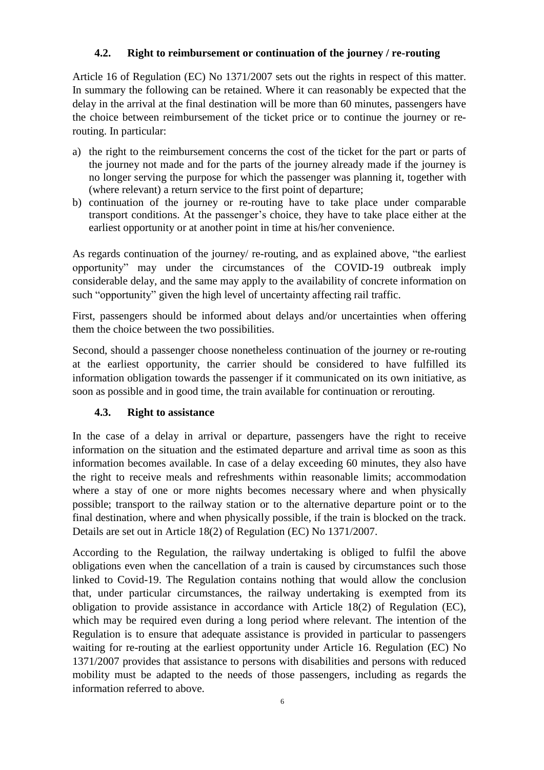### 4.2. Right to reimbursement or continuation of the journey / re-routing

Article 16 of Regulation (EC) No 1371/2007 sets out the rights in respect of this matter. In summary the following can be retained. Where it can reasonably be expected that the delay in the arrival at the final destination will be more than 60 minutes, passengers have the choice between reimbursement of the ticket price or to continue the journey or re-routing. In particular:

a) the right to the reimbursement concerns the cost of the ticket for the part or parts of the journey not made and for the parts of the journey already made if the journey is no longer serving the purpose for which the passenger was planning it, together with (where relevant) a return service to the first point of departure;
b) continuation of the journey or re-routing have to take place under comparable transport conditions. At the passenger's choice, they have to take place either at the earliest opportunity or at another point in time at his/her convenience.

As regards continuation of the journey/ re-routing, and as explained above, "the earliest opportunity" may under the circumstances of the COVID-19 outbreak imply considerable delay, and the same may apply to the availability of concrete information on such "opportunity" given the high level of uncertainty affecting rail traffic.

First, passengers should be informed about delays and/or uncertainties when offering them the choice between the two possibilities.

Second, should a passenger choose nonetheless continuation of the journey or re-routing at the earliest opportunity, the carrier should be considered to have fulfilled its information obligation towards the passenger if it communicated on its own initiative, as soon as possible and in good time, the train available for continuation or rerouting.

### 4.3. Right to assistance

In the case of a delay in arrival or departure, passengers have the right to receive information on the situation and the estimated departure and arrival time as soon as this information becomes available. In case of a delay exceeding 60 minutes, they also have the right to receive meals and refreshments within reasonable limits; accommodation where a stay of one or more nights becomes necessary where and when physically possible; transport to the railway station or to the alternative departure point or to the final destination, where and when physically possible, if the train is blocked on the track. Details are set out in Article 18(2) of Regulation (EC) No 1371/2007.

According to the Regulation, the railway undertaking is obliged to fulfil the above obligations even when the cancellation of a train is caused by circumstances such those linked to Covid-19. The Regulation contains nothing that would allow the conclusion that, under particular circumstances, the railway undertaking is exempted from its obligation to provide assistance in accordance with Article 18(2) of Regulation (EC), which may be required even during a long period where relevant. The intention of the Regulation is to ensure that adequate assistance is provided in particular to passengers waiting for re-routing at the earliest opportunity under Article 16. Regulation (EC) No 1371/2007 provides that assistance to persons with disabilities and persons with reduced mobility must be adapted to the needs of those passengers, including as regards the information referred to above.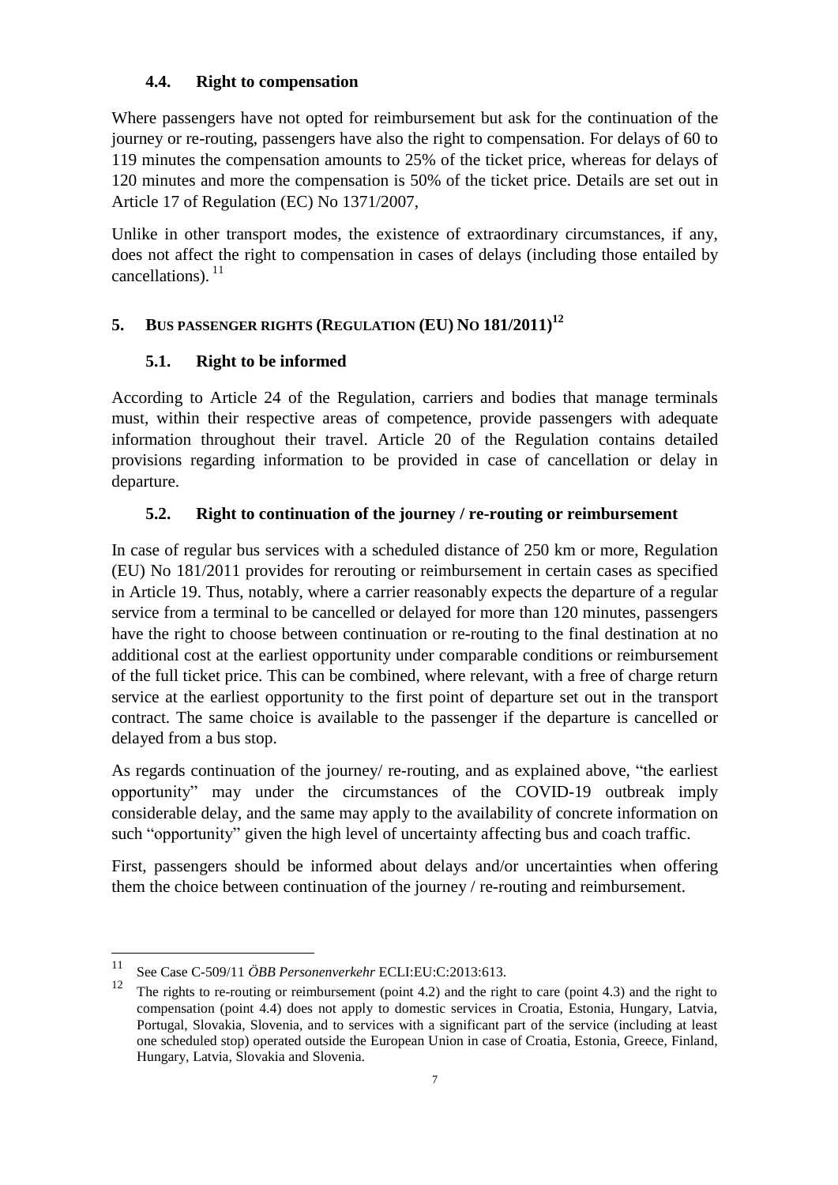### 4.4. Right to compensation

Where passengers have not opted for reimbursement but ask for the continuation of the journey or re-routing, passengers have also the right to compensation. For delays of 60 to 119 minutes the compensation amounts to 25% of the ticket price, whereas for delays of 120 minutes and more the compensation is 50% of the ticket price. Details are set out in Article 17 of Regulation (EC) No 1371/2007,

Unlike in other transport modes, the existence of extraordinary circumstances, if any, does not affect the right to compensation in cases of delays (including those entailed by cancellations). [11]

## 5. BUS PASSENGER RIGHTS (REGULATION (EU) NO 181/2011)[12]

### 5.1. Right to be informed

According to Article 24 of the Regulation, carriers and bodies that manage terminals must, within their respective areas of competence, provide passengers with adequate information throughout their travel. Article 20 of the Regulation contains detailed provisions regarding information to be provided in case of cancellation or delay in departure.

### 5.2. Right to continuation of the journey / re-routing or reimbursement

In case of regular bus services with a scheduled distance of 250 km or more, Regulation (EU) No 181/2011 provides for rerouting or reimbursement in certain cases as specified in Article 19. Thus, notably, where a carrier reasonably expects the departure of a regular service from a terminal to be cancelled or delayed for more than 120 minutes, passengers have the right to choose between continuation or re-routing to the final destination at no additional cost at the earliest opportunity under comparable conditions or reimbursement of the full ticket price. This can be combined, where relevant, with a free of charge return service at the earliest opportunity to the first point of departure set out in the transport contract. The same choice is available to the passenger if the departure is cancelled or delayed from a bus stop.

As regards continuation of the journey/ re-routing, and as explained above, "the earliest opportunity" may under the circumstances of the COVID-19 outbreak imply considerable delay, and the same may apply to the availability of concrete information on such "opportunity" given the high level of uncertainty affecting bus and coach traffic.

First, passengers should be informed about delays and/or uncertainties when offering them the choice between continuation of the journey / re-routing and reimbursement.

---

[11] See Case C-509/11 *ÖBB Personenverkehr* ECLI:EU:C:2013:613.

[12] The rights to re-routing or reimbursement (point 4.2) and the right to care (point 4.3) and the right to compensation (point 4.4) does not apply to domestic services in Croatia, Estonia, Hungary, Latvia, Portugal, Slovakia, Slovenia, and to services with a significant part of the service (including at least one scheduled stop) operated outside the European Union in case of Croatia, Estonia, Greece, Finland, Hungary, Latvia, Slovakia and Slovenia.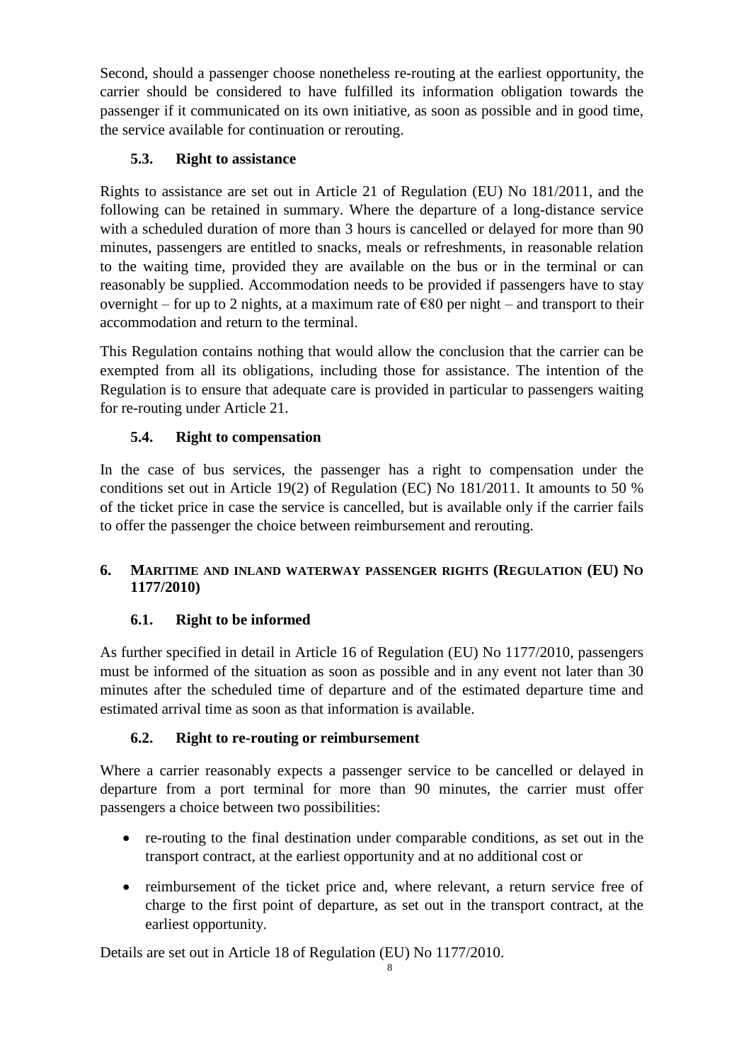Second, should a passenger choose nonetheless re-routing at the earliest opportunity, the carrier should be considered to have fulfilled its information obligation towards the passenger if it communicated on its own initiative, as soon as possible and in good time, the service available for continuation or rerouting.

### 5.3. Right to assistance

Rights to assistance are set out in Article 21 of Regulation (EU) No 181/2011, and the following can be retained in summary. Where the departure of a long-distance service with a scheduled duration of more than 3 hours is cancelled or delayed for more than 90 minutes, passengers are entitled to snacks, meals or refreshments, in reasonable relation to the waiting time, provided they are available on the bus or in the terminal or can reasonably be supplied. Accommodation needs to be provided if passengers have to stay overnight – for up to 2 nights, at a maximum rate of €80 per night – and transport to their accommodation and return to the terminal.

This Regulation contains nothing that would allow the conclusion that the carrier can be exempted from all its obligations, including those for assistance. The intention of the Regulation is to ensure that adequate care is provided in particular to passengers waiting for re-routing under Article 21.

### 5.4. Right to compensation

In the case of bus services, the passenger has a right to compensation under the conditions set out in Article 19(2) of Regulation (EC) No 181/2011. It amounts to 50 % of the ticket price in case the service is cancelled, but is available only if the carrier fails to offer the passenger the choice between reimbursement and rerouting.

## 6. Maritime and inland waterway passenger rights (Regulation (EU) No 1177/2010)

### 6.1. Right to be informed

As further specified in detail in Article 16 of Regulation (EU) No 1177/2010, passengers must be informed of the situation as soon as possible and in any event not later than 30 minutes after the scheduled time of departure and of the estimated departure time and estimated arrival time as soon as that information is available.

### 6.2. Right to re-routing or reimbursement

Where a carrier reasonably expects a passenger service to be cancelled or delayed in departure from a port terminal for more than 90 minutes, the carrier must offer passengers a choice between two possibilities:

- re-routing to the final destination under comparable conditions, as set out in the transport contract, at the earliest opportunity and at no additional cost or
- reimbursement of the ticket price and, where relevant, a return service free of charge to the first point of departure, as set out in the transport contract, at the earliest opportunity.

Details are set out in Article 18 of Regulation (EU) No 1177/2010.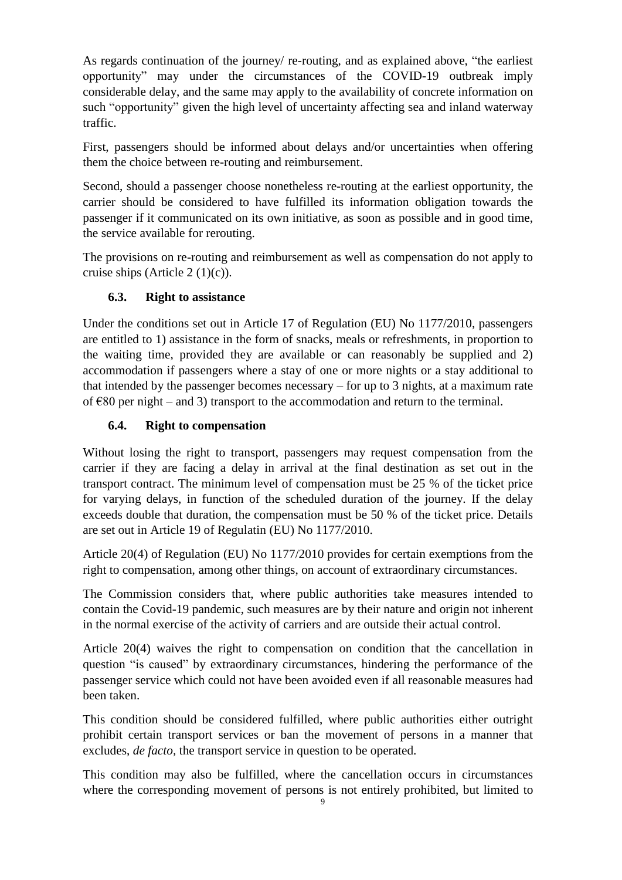As regards continuation of the journey/ re-routing, and as explained above, "the earliest opportunity" may under the circumstances of the COVID-19 outbreak imply considerable delay, and the same may apply to the availability of concrete information on such "opportunity" given the high level of uncertainty affecting sea and inland waterway traffic.

First, passengers should be informed about delays and/or uncertainties when offering them the choice between re-routing and reimbursement.

Second, should a passenger choose nonetheless re-routing at the earliest opportunity, the carrier should be considered to have fulfilled its information obligation towards the passenger if it communicated on its own initiative, as soon as possible and in good time, the service available for rerouting.

The provisions on re-routing and reimbursement as well as compensation do not apply to cruise ships (Article 2 (1)(c)).

### 6.3. Right to assistance

Under the conditions set out in Article 17 of Regulation (EU) No 1177/2010, passengers are entitled to 1) assistance in the form of snacks, meals or refreshments, in proportion to the waiting time, provided they are available or can reasonably be supplied and 2) accommodation if passengers where a stay of one or more nights or a stay additional to that intended by the passenger becomes necessary – for up to 3 nights, at a maximum rate of €80 per night – and 3) transport to the accommodation and return to the terminal.

### 6.4. Right to compensation

Without losing the right to transport, passengers may request compensation from the carrier if they are facing a delay in arrival at the final destination as set out in the transport contract. The minimum level of compensation must be 25 % of the ticket price for varying delays, in function of the scheduled duration of the journey. If the delay exceeds double that duration, the compensation must be 50 % of the ticket price. Details are set out in Article 19 of Regulatin (EU) No 1177/2010.

Article 20(4) of Regulation (EU) No 1177/2010 provides for certain exemptions from the right to compensation, among other things, on account of extraordinary circumstances.

The Commission considers that, where public authorities take measures intended to contain the Covid-19 pandemic, such measures are by their nature and origin not inherent in the normal exercise of the activity of carriers and are outside their actual control.

Article 20(4) waives the right to compensation on condition that the cancellation in question "is caused" by extraordinary circumstances, hindering the performance of the passenger service which could not have been avoided even if all reasonable measures had been taken.

This condition should be considered fulfilled, where public authorities either outright prohibit certain transport services or ban the movement of persons in a manner that excludes, *de facto*, the transport service in question to be operated.

This condition may also be fulfilled, where the cancellation occurs in circumstances where the corresponding movement of persons is not entirely prohibited, but limited to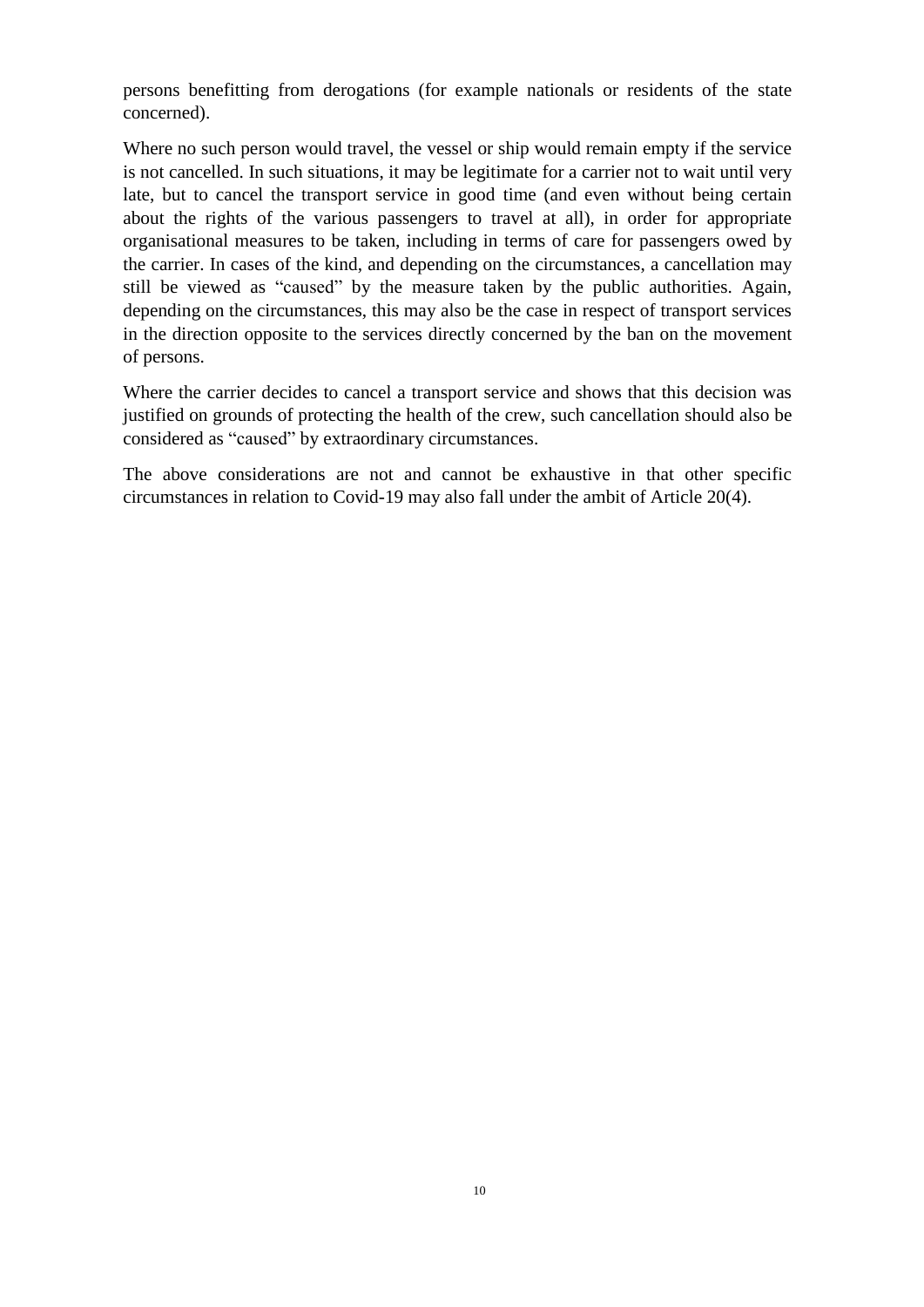persons benefitting from derogations (for example nationals or residents of the state concerned).

Where no such person would travel, the vessel or ship would remain empty if the service is not cancelled. In such situations, it may be legitimate for a carrier not to wait until very late, but to cancel the transport service in good time (and even without being certain about the rights of the various passengers to travel at all), in order for appropriate organisational measures to be taken, including in terms of care for passengers owed by the carrier. In cases of the kind, and depending on the circumstances, a cancellation may still be viewed as "caused" by the measure taken by the public authorities. Again, depending on the circumstances, this may also be the case in respect of transport services in the direction opposite to the services directly concerned by the ban on the movement of persons.

Where the carrier decides to cancel a transport service and shows that this decision was justified on grounds of protecting the health of the crew, such cancellation should also be considered as "caused" by extraordinary circumstances.

The above considerations are not and cannot be exhaustive in that other specific circumstances in relation to Covid-19 may also fall under the ambit of Article 20(4).